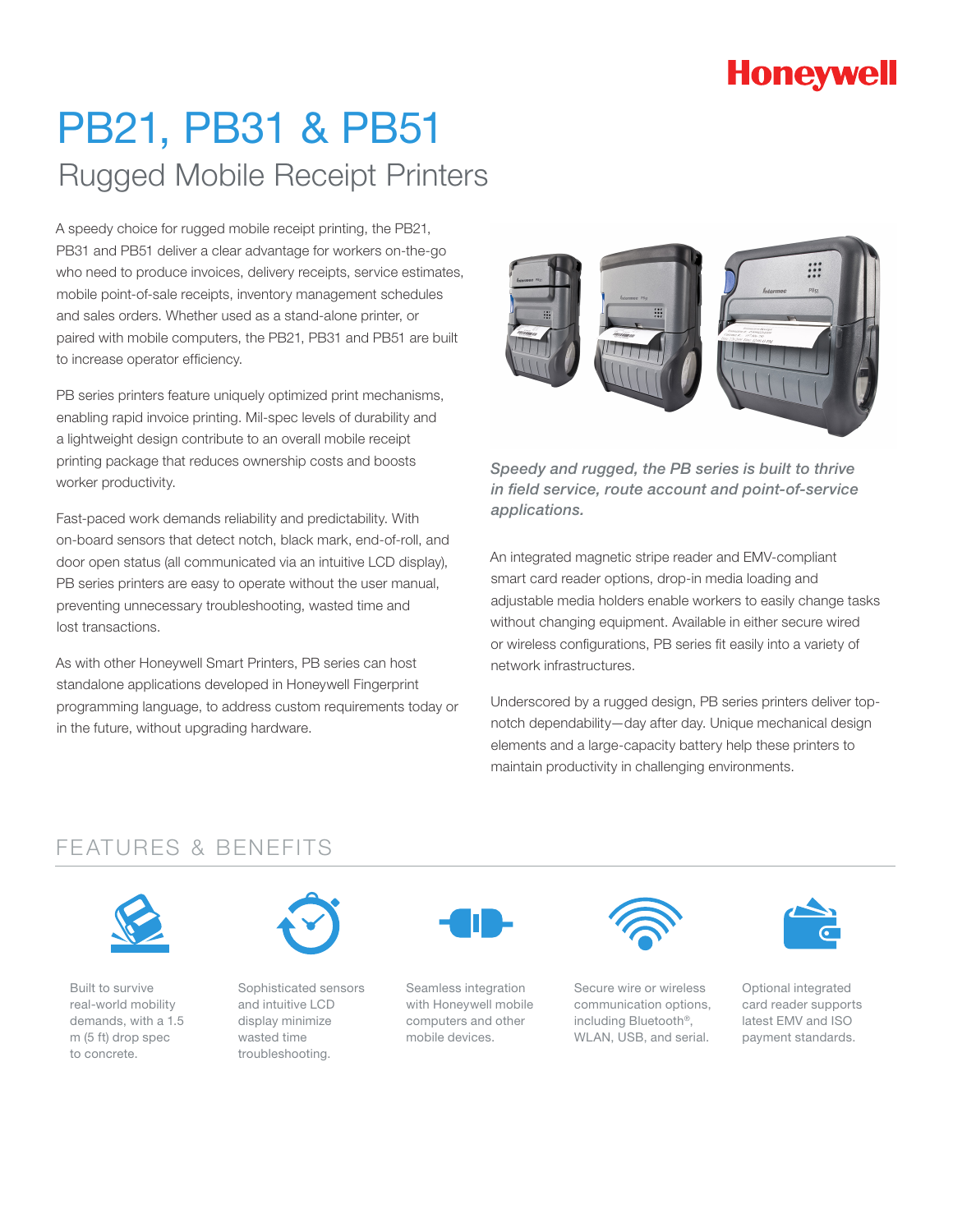# PB21, PB31 & PB51

## Rugged Mobile Receipt Printers

A speedy choice for rugged mobile receipt printing, the PB21, PB31 and PB51 deliver a clear advantage for workers on-the-go who need to produce invoices, delivery receipts, service estimates, mobile point-of-sale receipts, inventory management schedules and sales orders. Whether used as a stand-alone printer, or paired with mobile computers, the PB21, PB31 and PB51 are built to increase operator efficiency.

PB series printers feature uniquely optimized print mechanisms, enabling rapid invoice printing. Mil-spec levels of durability and a lightweight design contribute to an overall mobile receipt printing package that reduces ownership costs and boosts worker productivity.

Fast-paced work demands reliability and predictability. With on-board sensors that detect notch, black mark, end-of-roll, and door open status (all communicated via an intuitive LCD display), PB series printers are easy to operate without the user manual, preventing unnecessary troubleshooting, wasted time and lost transactions.

As with other Honeywell Smart Printers, PB series can host standalone applications developed in Honeywell Fingerprint programming language, to address custom requirements today or in the future, without upgrading hardware.

*Speedy and rugged, the PB series is built to thrive in field service, route account and point-of-service applications.*

An integrated magnetic stripe reader and EMV-compliant smart card reader options, drop-in media loading and adjustable media holders enable workers to easily change tasks without changing equipment. Available in either secure wired or wireless configurations, PB series fit easily into a variety of network infrastructures.

Underscored by a rugged design, PB series printers deliver top-notch dependability—day after day. Unique mechanical design elements and a large-capacity battery help these printers to maintain productivity in challenging environments.

## FEATURES & BENEFITS

- Built to survive real-world mobility demands, with a 1.5 m (5 ft) drop spec to concrete.
- Sophisticated sensors and intuitive LCD display minimize wasted time troubleshooting.
- Seamless integration with Honeywell mobile computers and other mobile devices.
- Secure wire or wireless communication options, including Bluetooth®, WLAN, USB, and serial.
- Optional integrated card reader supports latest EMV and ISO payment standards.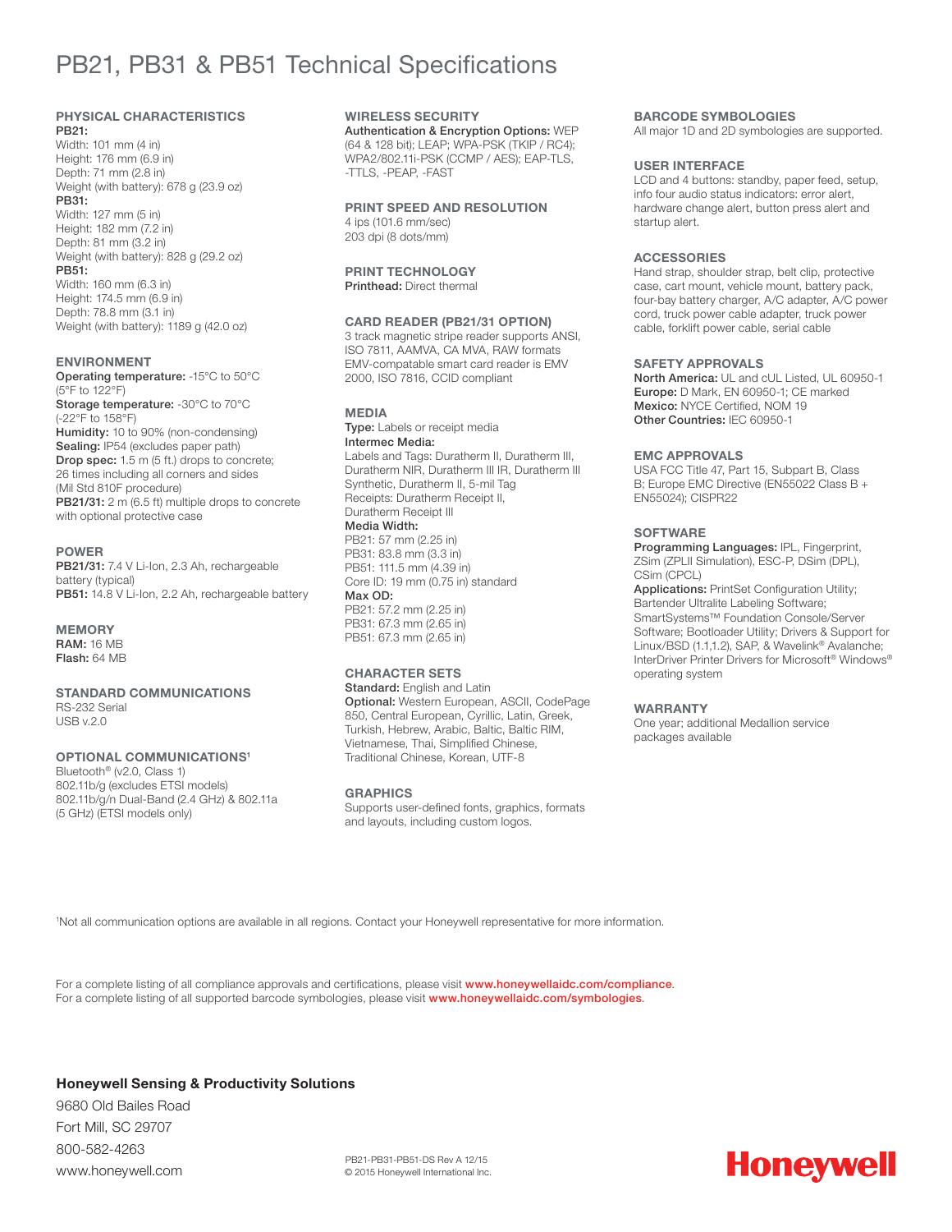# PB21, PB31 & PB51 Technical Specifications

## PHYSICAL CHARACTERISTICS

**PB21:**
Width: 101 mm (4 in)
Height: 176 mm (6.9 in)
Depth: 71 mm (2.8 in)
Weight (with battery): 678 g (23.9 oz)

**PB31:**
Width: 127 mm (5 in)
Height: 182 mm (7.2 in)
Depth: 81 mm (3.2 in)
Weight (with battery): 828 g (29.2 oz)

**PB51:**
Width: 160 mm (6.3 in)
Height: 174.5 mm (6.9 in)
Depth: 78.8 mm (3.1 in)
Weight (with battery): 1189 g (42.0 oz)

## ENVIRONMENT

**Operating temperature:** -15°C to 50°C (5°F to 122°F)
**Storage temperature:** -30°C to 70°C (-22°F to 158°F)
**Humidity:** 10 to 90% (non-condensing)
**Sealing:** IP54 (excludes paper path)
**Drop spec:** 1.5 m (5 ft.) drops to concrete; 26 times including all corners and sides (Mil Std 810F procedure)
**PB21/31:** 2 m (6.5 ft) multiple drops to concrete with optional protective case

## POWER

**PB21/31:** 7.4 V Li-Ion, 2.3 Ah, rechargeable battery (typical)
**PB51:** 14.8 V Li-Ion, 2.2 Ah, rechargeable battery

## MEMORY

**RAM:** 16 MB
**Flash:** 64 MB

## STANDARD COMMUNICATIONS

RS-232 Serial
USB v.2.0

## OPTIONAL COMMUNICATIONS[1]

Bluetooth® (v2.0, Class 1)
802.11b/g (excludes ETSI models)
802.11b/g/n Dual-Band (2.4 GHz) & 802.11a (5 GHz) (ETSI models only)

## WIRELESS SECURITY

**Authentication & Encryption Options:** WEP (64 & 128 bit); LEAP; WPA-PSK (TKIP / RC4); WPA2/802.11i-PSK (CCMP / AES); EAP-TLS, -TTLS, -PEAP, -FAST

## PRINT SPEED AND RESOLUTION

4 ips (101.6 mm/sec)
203 dpi (8 dots/mm)

## PRINT TECHNOLOGY

**Printhead:** Direct thermal

## CARD READER (PB21/31 OPTION)

3 track magnetic stripe reader supports ANSI, ISO 7811, AAMVA, CA MVA, RAW formats
EMV-compatable smart card reader is EMV 2000, ISO 7816, CCID compliant

## MEDIA

**Type:** Labels or receipt media
**Intermec Media:**
Labels and Tags: Duratherm II, Duratherm III, Duratherm NIR, Duratherm III IR, Duratherm III Synthetic, Duratherm II, 5-mil Tag
Receipts: Duratherm Receipt II, Duratherm Receipt III
**Media Width:**
PB21: 57 mm (2.25 in)
PB31: 83.8 mm (3.3 in)
PB51: 111.5 mm (4.39 in)
Core ID: 19 mm (0.75 in) standard
**Max OD:**
PB21: 57.2 mm (2.25 in)
PB31: 67.3 mm (2.65 in)
PB51: 67.3 mm (2.65 in)

## CHARACTER SETS

**Standard:** English and Latin
**Optional:** Western European, ASCII, CodePage 850, Central European, Cyrillic, Latin, Greek, Turkish, Hebrew, Arabic, Baltic, Baltic RIM, Vietnamese, Thai, Simplified Chinese, Traditional Chinese, Korean, UTF-8

## GRAPHICS

Supports user-defined fonts, graphics, formats and layouts, including custom logos.

## BARCODE SYMBOLOGIES

All major 1D and 2D symbologies are supported.

## USER INTERFACE

LCD and 4 buttons: standby, paper feed, setup, info four audio status indicators: error alert, hardware change alert, button press alert and startup alert.

## ACCESSORIES

Hand strap, shoulder strap, belt clip, protective case, cart mount, vehicle mount, battery pack, four-bay battery charger, A/C adapter, A/C power cord, truck power cable adapter, truck power cable, forklift power cable, serial cable

## SAFETY APPROVALS

**North America:** UL and cUL Listed, UL 60950-1
**Europe:** D Mark, EN 60950-1; CE marked
**Mexico:** NYCE Certified, NOM 19
**Other Countries:** IEC 60950-1

## EMC APPROVALS

USA FCC Title 47, Part 15, Subpart B, Class B; Europe EMC Directive (EN55022 Class B + EN55024); CISPR22

## SOFTWARE

**Programming Languages:** IPL, Fingerprint, ZSim (ZPLII Simulation), ESC-P, DSim (DPL), CSim (CPCL)
**Applications:** PrintSet Configuration Utility; Bartender Ultralite Labeling Software; SmartSystems™ Foundation Console/Server Software; Bootloader Utility; Drivers & Support for Linux/BSD (1.1,1.2), SAP, & Wavelink® Avalanche; InterDriver Printer Drivers for Microsoft® Windows® operating system

## WARRANTY

One year; additional Medallion service packages available

[1]Not all communication options are available in all regions. Contact your Honeywell representative for more information.

For a complete listing of all compliance approvals and certifications, please visit www.honeywellaidc.com/compliance.
For a complete listing of all supported barcode symbologies, please visit www.honeywellaidc.com/symbologies.

**Honeywell Sensing & Productivity Solutions**
9680 Old Bailes Road
Fort Mill, SC 29707
800-582-4263
www.honeywell.com

PB21-PB31-PB51-DS Rev A 12/15
© 2015 Honeywell International Inc.

Honeywell